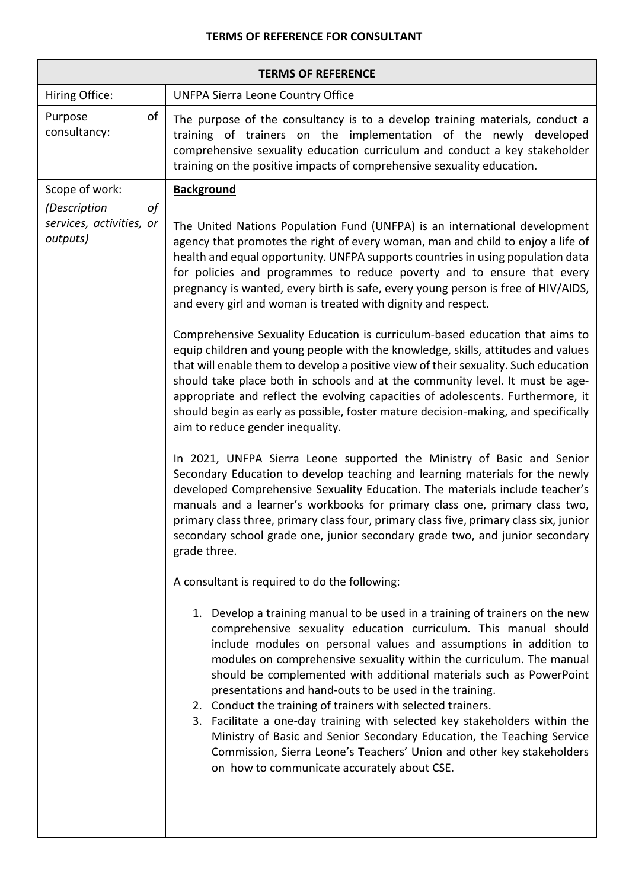**TERMS OF REFERENCE FOR CONSULTANT**

| TERMS OF REFERENCE | |
|---|---|
| Hiring Office: | UNFPA Sierra Leone Country Office |
| Purpose of consultancy: | The purpose of the consultancy is to a develop training materials, conduct a training of trainers on the implementation of the newly developed comprehensive sexuality education curriculum and conduct a key stakeholder training on the positive impacts of comprehensive sexuality education. |
| Scope of work: *(Description of services, activities, or outputs)* | **Background**<br><br>The United Nations Population Fund (UNFPA) is an international development agency that promotes the right of every woman, man and child to enjoy a life of health and equal opportunity. UNFPA supports countries in using population data for policies and programmes to reduce poverty and to ensure that every pregnancy is wanted, every birth is safe, every young person is free of HIV/AIDS, and every girl and woman is treated with dignity and respect.<br><br>Comprehensive Sexuality Education is curriculum-based education that aims to equip children and young people with the knowledge, skills, attitudes and values that will enable them to develop a positive view of their sexuality. Such education should take place both in schools and at the community level. It must be age-appropriate and reflect the evolving capacities of adolescents. Furthermore, it should begin as early as possible, foster mature decision-making, and specifically aim to reduce gender inequality.<br><br>In 2021, UNFPA Sierra Leone supported the Ministry of Basic and Senior Secondary Education to develop teaching and learning materials for the newly developed Comprehensive Sexuality Education. The materials include teacher's manuals and a learner's workbooks for primary class one, primary class two, primary class three, primary class four, primary class five, primary class six, junior secondary school grade one, junior secondary grade two, and junior secondary grade three.<br><br>A consultant is required to do the following:<br><br>1. Develop a training manual to be used in a training of trainers on the new comprehensive sexuality education curriculum. This manual should include modules on personal values and assumptions in addition to modules on comprehensive sexuality within the curriculum. The manual should be complemented with additional materials such as PowerPoint presentations and hand-outs to be used in the training.<br>2. Conduct the training of trainers with selected trainers.<br>3. Facilitate a one-day training with selected key stakeholders within the Ministry of Basic and Senior Secondary Education, the Teaching Service Commission, Sierra Leone's Teachers' Union and other key stakeholders on how to communicate accurately about CSE. |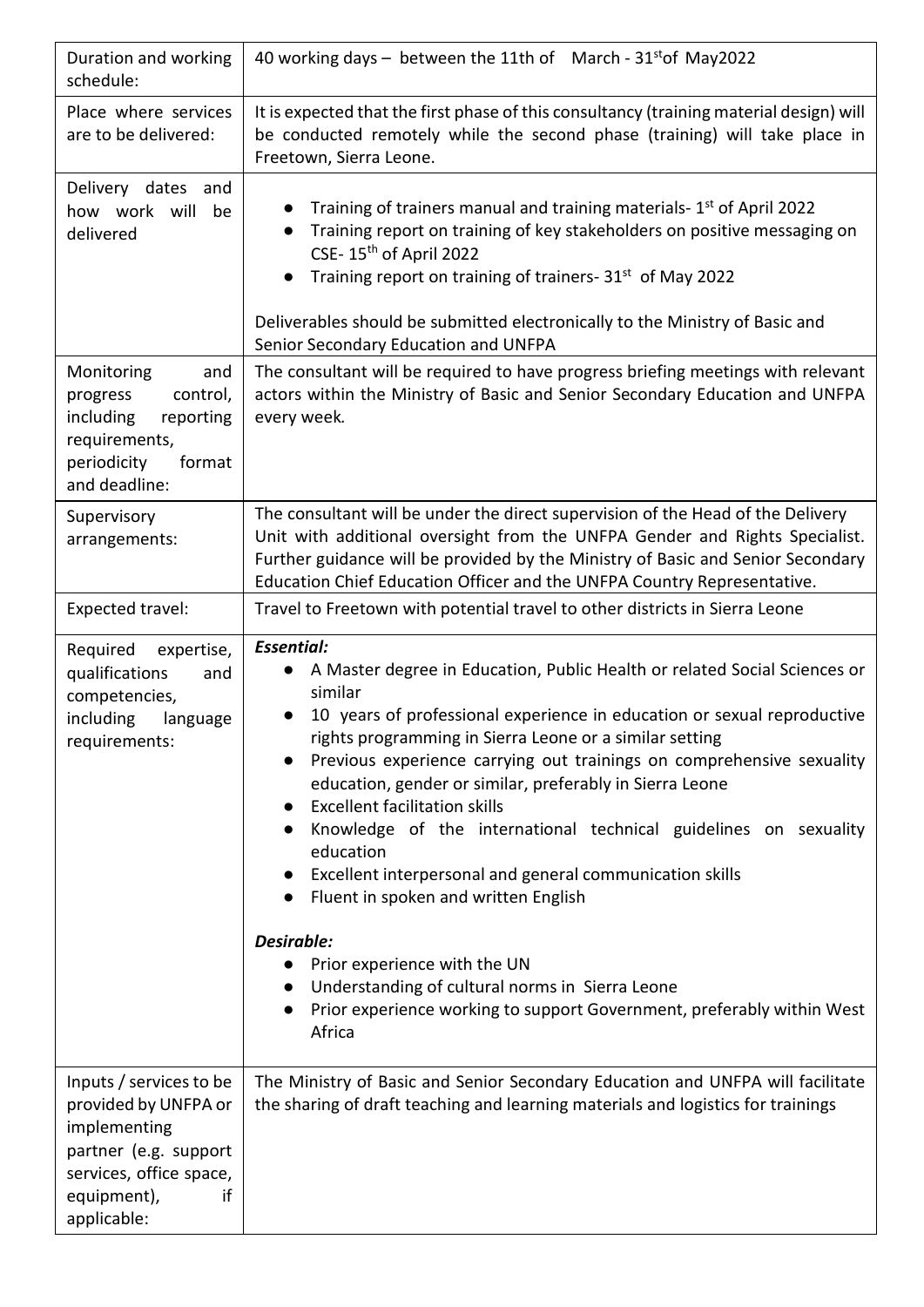| Duration and working schedule: | 40 working days – between the 11th of March - 31st of May2022 |
|---|---|
| Place where services are to be delivered: | It is expected that the first phase of this consultancy (training material design) will be conducted remotely while the second phase (training) will take place in Freetown, Sierra Leone. |
| Delivery dates and how work will be delivered | <ul><li>Training of trainers manual and training materials- 1st of April 2022</li><li>Training report on training of key stakeholders on positive messaging on CSE- 15th of April 2022</li><li>Training report on training of trainers- 31st of May 2022</li></ul>Deliverables should be submitted electronically to the Ministry of Basic and Senior Secondary Education and UNFPA |
| Monitoring and progress control, including reporting requirements, periodicity format and deadline: | The consultant will be required to have progress briefing meetings with relevant actors within the Ministry of Basic and Senior Secondary Education and UNFPA every week. |
| Supervisory arrangements: | The consultant will be under the direct supervision of the Head of the Delivery Unit with additional oversight from the UNFPA Gender and Rights Specialist. Further guidance will be provided by the Ministry of Basic and Senior Secondary Education Chief Education Officer and the UNFPA Country Representative. |
| Expected travel: | Travel to Freetown with potential travel to other districts in Sierra Leone |
| Required expertise, qualifications and competencies, including language requirements: | ***Essential:***<ul><li>A Master degree in Education, Public Health or related Social Sciences or similar</li><li>10 years of professional experience in education or sexual reproductive rights programming in Sierra Leone or a similar setting</li><li>Previous experience carrying out trainings on comprehensive sexuality education, gender or similar, preferably in Sierra Leone</li><li>Excellent facilitation skills</li><li>Knowledge of the international technical guidelines on sexuality education</li><li>Excellent interpersonal and general communication skills</li><li>Fluent in spoken and written English</li></ul>***Desirable:***<ul><li>Prior experience with the UN</li><li>Understanding of cultural norms in Sierra Leone</li><li>Prior experience working to support Government, preferably within West Africa</li></ul> |
| Inputs / services to be provided by UNFPA or implementing partner (e.g. support services, office space, equipment), if applicable: | The Ministry of Basic and Senior Secondary Education and UNFPA will facilitate the sharing of draft teaching and learning materials and logistics for trainings |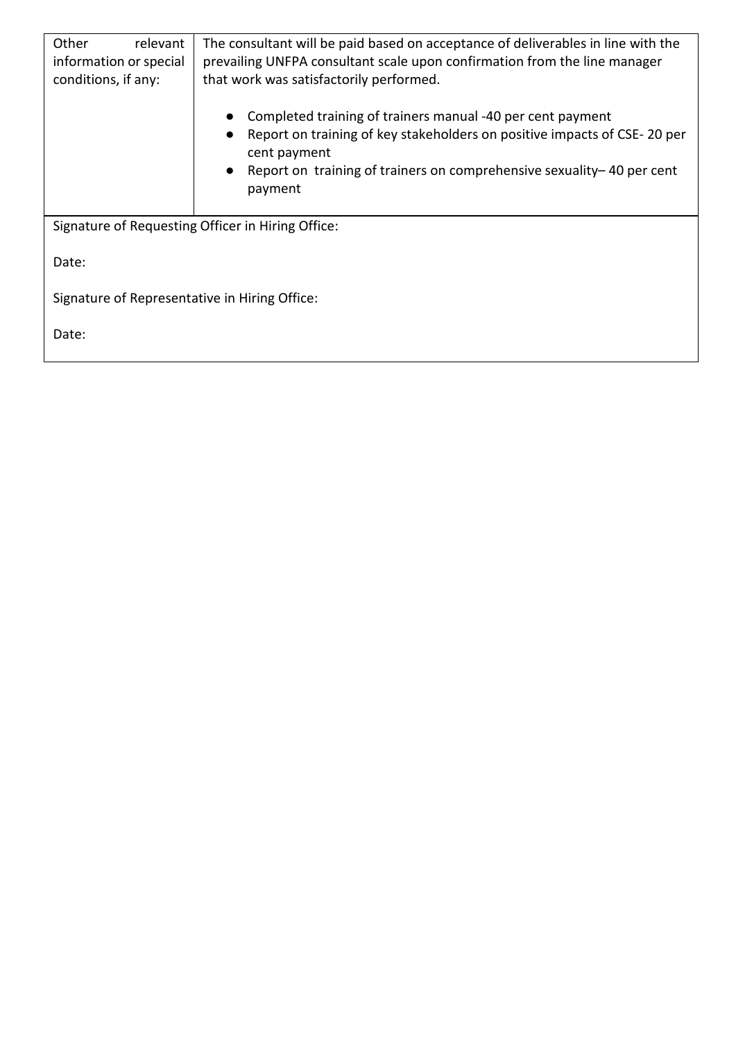| | |
|---|---|
| Other relevant information or special conditions, if any: | The consultant will be paid based on acceptance of deliverables in line with the prevailing UNFPA consultant scale upon confirmation from the line manager that work was satisfactorily performed.<br><br>• Completed training of trainers manual -40 per cent payment<br>• Report on training of key stakeholders on positive impacts of CSE- 20 per cent payment<br>• Report on training of trainers on comprehensive sexuality– 40 per cent payment |

Signature of Requesting Officer in Hiring Office:

Date:

Signature of Representative in Hiring Office:

Date: